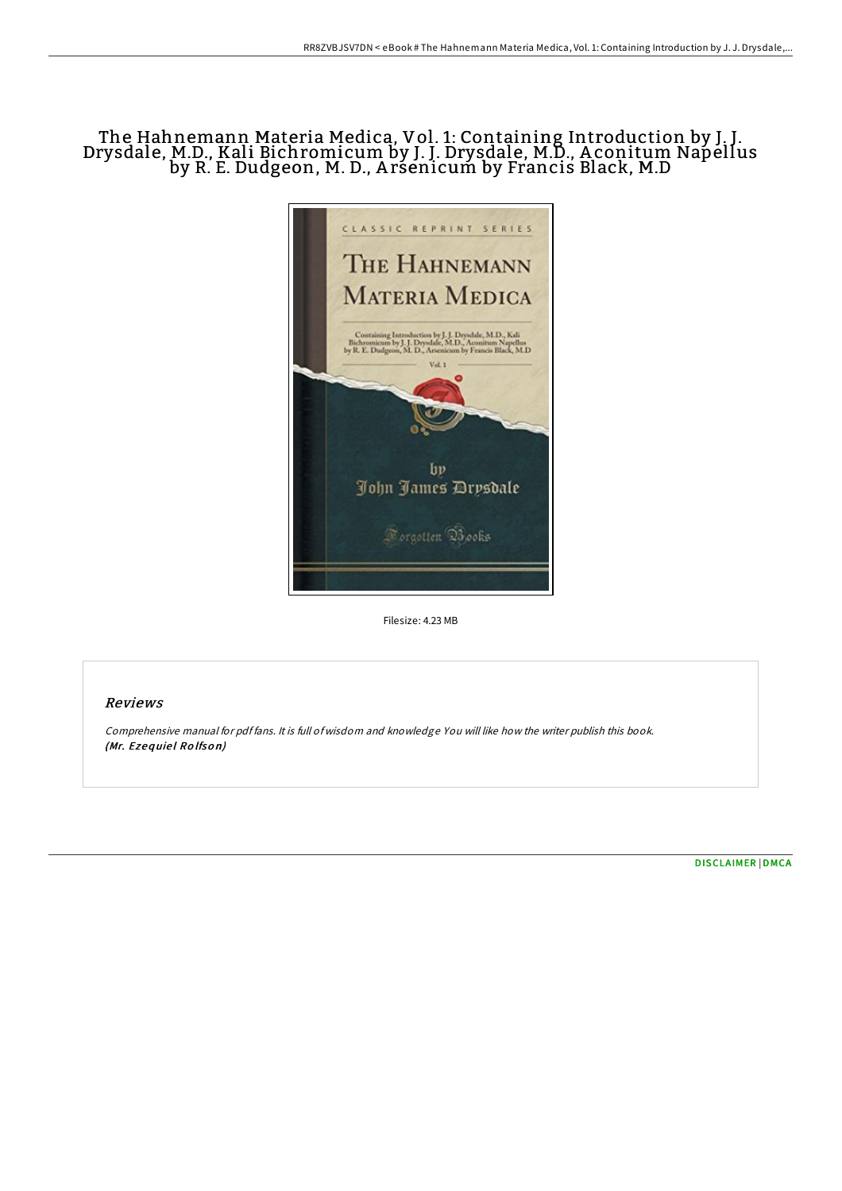# The Hahnemann Materia Medica, Vol. 1: Containing Introduction by J. J. Drysdale, M.D., Kali Bichromicum by J. J. Drysdale, M.D., Aconitum Napellus by R. E. Dudgeon, M. D., Arsenicum by Francis Black, M.D

Filesize: 4.23 MB

## Reviews

*Comprehensive manual for pdf fans. It is full of wisdom and knowledge You will like how the writer publish this book.*
*(Mr. Ezequiel Rolfson)*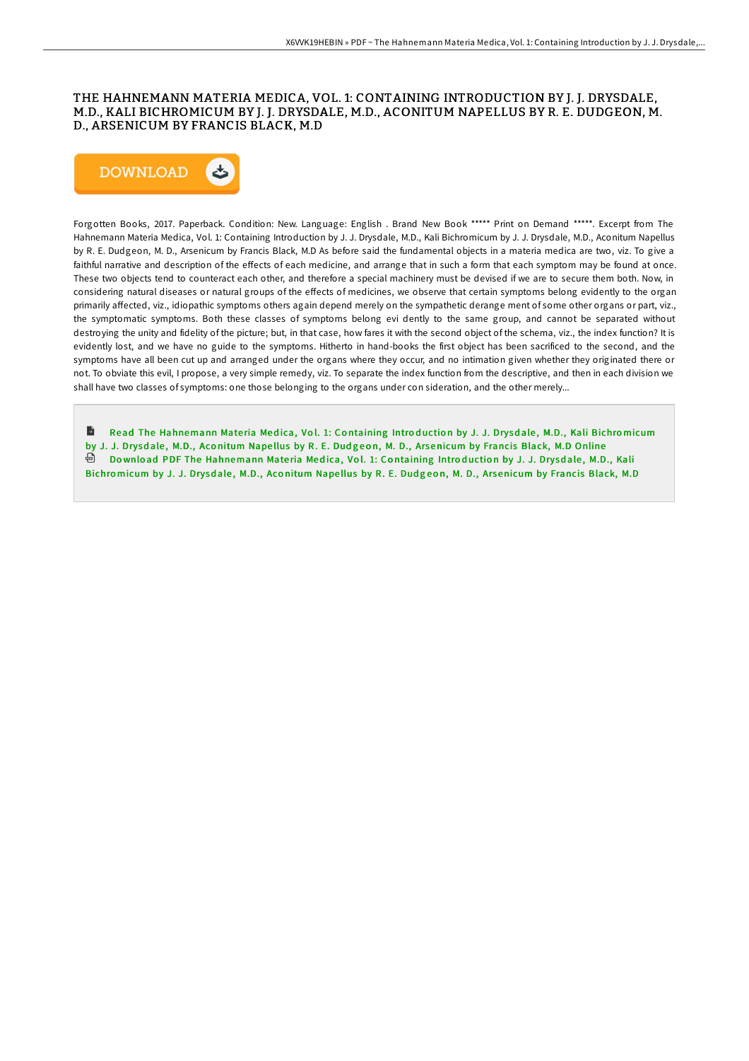# THE HAHNEMANN MATERIA MEDICA, VOL. 1: CONTAINING INTRODUCTION BY J. J. DRYSDALE, M.D., KALI BICHROMICUM BY J. J. DRYSDALE, M.D., ACONITUM NAPELLUS BY R. E. DUDGEON, M. D., ARSENICUM BY FRANCIS BLACK, M.D

DOWNLOAD

Forgotten Books, 2017. Paperback. Condition: New. Language: English . Brand New Book ***** Print on Demand *****. Excerpt from The Hahnemann Materia Medica, Vol. 1: Containing Introduction by J. J. Drysdale, M.D., Kali Bichromicum by J. J. Drysdale, M.D., Aconitum Napellus by R. E. Dudgeon, M. D., Arsenicum by Francis Black, M.D As before said the fundamental objects in a materia medica are two, viz. To give a faithful narrative and description of the effects of each medicine, and arrange that in such a form that each symptom may be found at once. These two objects tend to counteract each other, and therefore a special machinery must be devised if we are to secure them both. Now, in considering natural diseases or natural groups of the effects of medicines, we observe that certain symptoms belong evidently to the organ primarily affected, viz., idiopathic symptoms others again depend merely on the sympathetic derange ment of some other organs or part, viz., the symptomatic symptoms. Both these classes of symptoms belong evi dently to the same group, and cannot be separated without destroying the unity and fidelity of the picture; but, in that case, how fares it with the second object of the schema, viz., the index function? It is evidently lost, and we have no guide to the symptoms. Hitherto in hand-books the first object has been sacrificed to the second, and the symptoms have all been cut up and arranged under the organs where they occur, and no intimation given whether they originated there or not. To obviate this evil, I propose, a very simple remedy, viz. To separate the index function from the descriptive, and then in each division we shall have two classes of symptoms: one those belonging to the organs under con sideration, and the other merely...

Read The Hahnemann Materia Medica, Vol. 1: Containing Introduction by J. J. Drysdale, M.D., Kali Bichromicum by J. J. Drysdale, M.D., Aconitum Napellus by R. E. Dudgeon, M. D., Arsenicum by Francis Black, M.D Online

Download PDF The Hahnemann Materia Medica, Vol. 1: Containing Introduction by J. J. Drysdale, M.D., Kali Bichromicum by J. J. Drysdale, M.D., Aconitum Napellus by R. E. Dudgeon, M. D., Arsenicum by Francis Black, M.D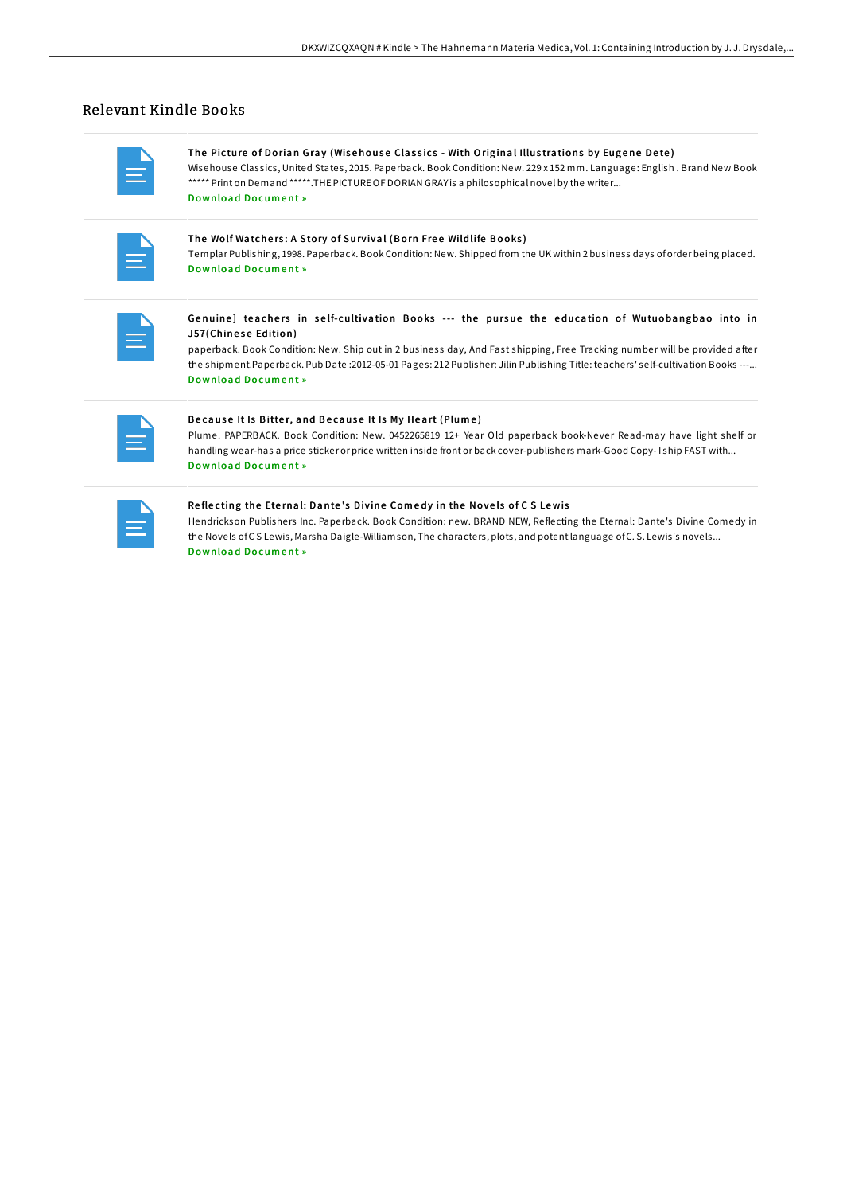## Relevant Kindle Books

**The Picture of Dorian Gray (Wisehouse Classics - With Original Illustrations by Eugene Dete)**

Wisehouse Classics, United States, 2015. Paperback. Book Condition: New. 229 x 152 mm. Language: English . Brand New Book ***** Print on Demand *****.THE PICTURE OF DORIAN GRAY is a philosophical novel by the writer...

Download Document »

**The Wolf Watchers: A Story of Survival (Born Free Wildlife Books)**

Templar Publishing, 1998. Paperback. Book Condition: New. Shipped from the UK within 2 business days of order being placed.

Download Document »

**Genuine] teachers in self-cultivation Books --- the pursue the education of Wutuobangbao into in J57(Chinese Edition)**

paperback. Book Condition: New. Ship out in 2 business day, And Fast shipping, Free Tracking number will be provided after the shipment.Paperback. Pub Date :2012-05-01 Pages: 212 Publisher: Jilin Publishing Title: teachers' self-cultivation Books ---...

Download Document »

**Because It Is Bitter, and Because It Is My Heart (Plume)**

Plume. PAPERBACK. Book Condition: New. 0452265819 12+ Year Old paperback book-Never Read-may have light shelf or handling wear-has a price sticker or price written inside front or back cover-publishers mark-Good Copy- I ship FAST with...

Download Document »

**Reflecting the Eternal: Dante's Divine Comedy in the Novels of C S Lewis**

Hendrickson Publishers Inc. Paperback. Book Condition: new. BRAND NEW, Reflecting the Eternal: Dante's Divine Comedy in the Novels of C S Lewis, Marsha Daigle-Williamson, The characters, plots, and potent language of C. S. Lewis's novels...

Download Document »